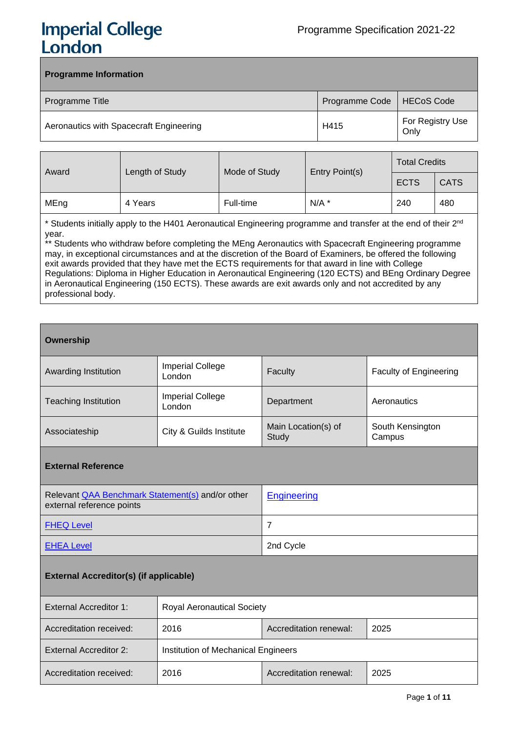# Imperial College London

Programme Specification 2021-22

| Programme Information | | |
|---|---|---|
| Programme Title | Programme Code | HECoS Code |
| Aeronautics with Spacecraft Engineering | H415 | For Registry Use Only |

| Award | Length of Study | Mode of Study | Entry Point(s) | Total Credits | |
|---|---|---|---|---|---|
| | | | | ECTS | CATS |
| MEng | 4 Years | Full-time | N/A * | 240 | 480 |

\* Students initially apply to the H401 Aeronautical Engineering programme and transfer at the end of their 2nd year.
** Students who withdraw before completing the MEng Aeronautics with Spacecraft Engineering programme may, in exceptional circumstances and at the discretion of the Board of Examiners, be offered the following exit awards provided that they have met the ECTS requirements for that award in line with College Regulations: Diploma in Higher Education in Aeronautical Engineering (120 ECTS) and BEng Ordinary Degree in Aeronautical Engineering (150 ECTS). These awards are exit awards only and not accredited by any professional body.

| Ownership | | | |
|---|---|---|---|
| Awarding Institution | Imperial College London | Faculty | Faculty of Engineering |
| Teaching Institution | Imperial College London | Department | Aeronautics |
| Associateship | City & Guilds Institute | Main Location(s) of Study | South Kensington Campus |
| **External Reference** | | | |
| Relevant QAA Benchmark Statement(s) and/or other external reference points | | Engineering | |
| FHEQ Level | | 7 | |
| EHEA Level | | 2nd Cycle | |
| **External Accreditor(s) (if applicable)** | | | |
| External Accreditor 1: | Royal Aeronautical Society | | |
| Accreditation received: | 2016 | Accreditation renewal: | 2025 |
| External Accreditor 2: | Institution of Mechanical Engineers | | |
| Accreditation received: | 2016 | Accreditation renewal: | 2025 |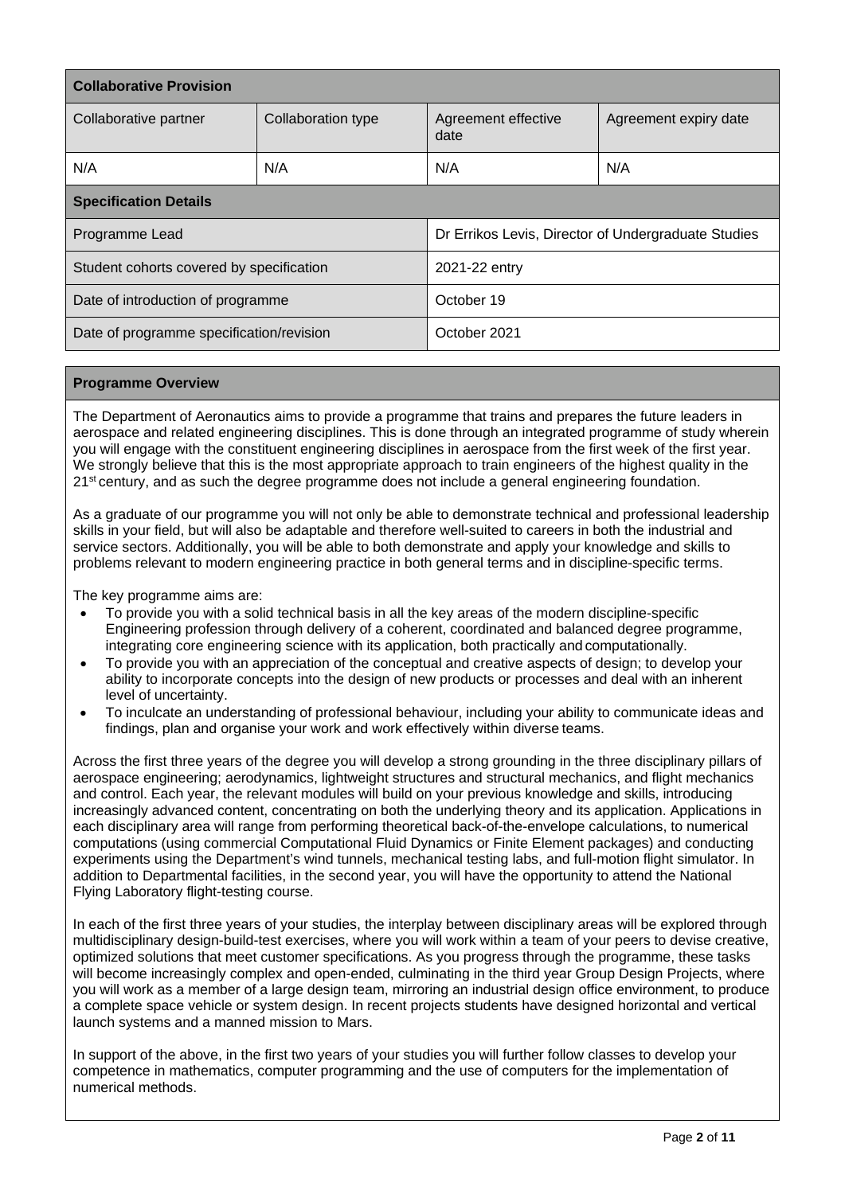| Collaborative Provision | | | |
| --- | --- | --- | --- |
| Collaborative partner | Collaboration type | Agreement effective date | Agreement expiry date |
| N/A | N/A | N/A | N/A |

| Specification Details | |
| --- | --- |
| Programme Lead | Dr Errikos Levis, Director of Undergraduate Studies |
| Student cohorts covered by specification | 2021-22 entry |
| Date of introduction of programme | October 19 |
| Date of programme specification/revision | October 2021 |

## Programme Overview

The Department of Aeronautics aims to provide a programme that trains and prepares the future leaders in aerospace and related engineering disciplines. This is done through an integrated programme of study wherein you will engage with the constituent engineering disciplines in aerospace from the first week of the first year. We strongly believe that this is the most appropriate approach to train engineers of the highest quality in the 21st century, and as such the degree programme does not include a general engineering foundation.

As a graduate of our programme you will not only be able to demonstrate technical and professional leadership skills in your field, but will also be adaptable and therefore well-suited to careers in both the industrial and service sectors. Additionally, you will be able to both demonstrate and apply your knowledge and skills to problems relevant to modern engineering practice in both general terms and in discipline-specific terms.

The key programme aims are:

- To provide you with a solid technical basis in all the key areas of the modern discipline-specific Engineering profession through delivery of a coherent, coordinated and balanced degree programme, integrating core engineering science with its application, both practically and computationally.
- To provide you with an appreciation of the conceptual and creative aspects of design; to develop your ability to incorporate concepts into the design of new products or processes and deal with an inherent level of uncertainty.
- To inculcate an understanding of professional behaviour, including your ability to communicate ideas and findings, plan and organise your work and work effectively within diverse teams.

Across the first three years of the degree you will develop a strong grounding in the three disciplinary pillars of aerospace engineering; aerodynamics, lightweight structures and structural mechanics, and flight mechanics and control. Each year, the relevant modules will build on your previous knowledge and skills, introducing increasingly advanced content, concentrating on both the underlying theory and its application. Applications in each disciplinary area will range from performing theoretical back-of-the-envelope calculations, to numerical computations (using commercial Computational Fluid Dynamics or Finite Element packages) and conducting experiments using the Department's wind tunnels, mechanical testing labs, and full-motion flight simulator. In addition to Departmental facilities, in the second year, you will have the opportunity to attend the National Flying Laboratory flight-testing course.

In each of the first three years of your studies, the interplay between disciplinary areas will be explored through multidisciplinary design-build-test exercises, where you will work within a team of your peers to devise creative, optimized solutions that meet customer specifications. As you progress through the programme, these tasks will become increasingly complex and open-ended, culminating in the third year Group Design Projects, where you will work as a member of a large design team, mirroring an industrial design office environment, to produce a complete space vehicle or system design. In recent projects students have designed horizontal and vertical launch systems and a manned mission to Mars.

In support of the above, in the first two years of your studies you will further follow classes to develop your competence in mathematics, computer programming and the use of computers for the implementation of numerical methods.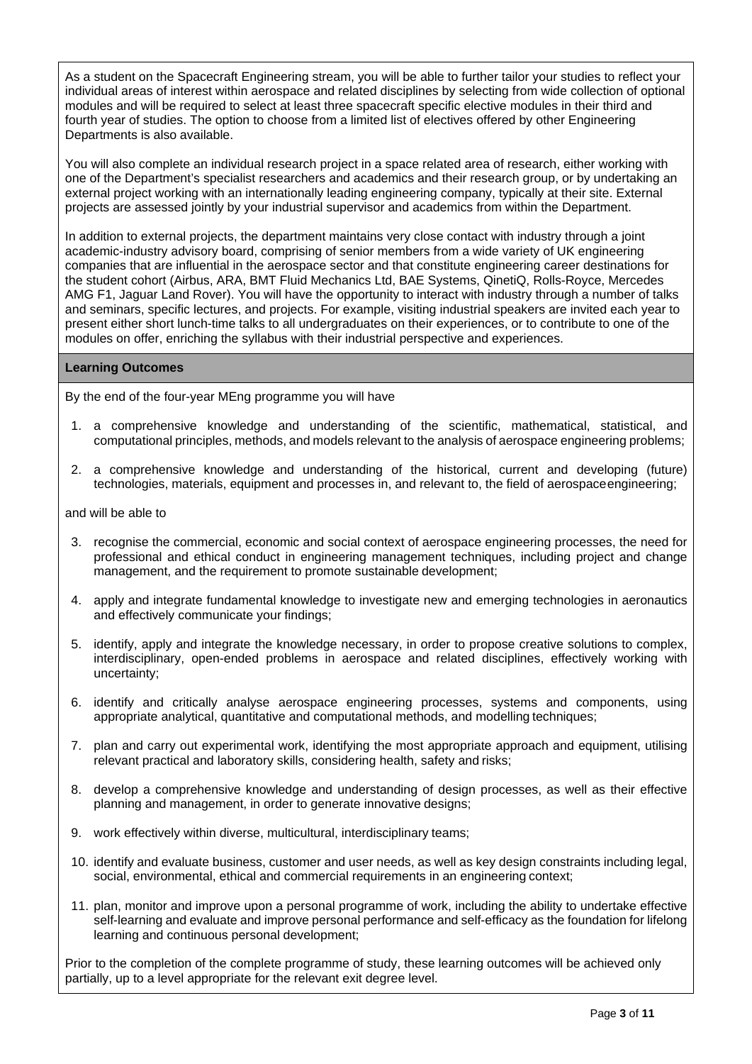As a student on the Spacecraft Engineering stream, you will be able to further tailor your studies to reflect your individual areas of interest within aerospace and related disciplines by selecting from wide collection of optional modules and will be required to select at least three spacecraft specific elective modules in their third and fourth year of studies. The option to choose from a limited list of electives offered by other Engineering Departments is also available.

You will also complete an individual research project in a space related area of research, either working with one of the Department's specialist researchers and academics and their research group, or by undertaking an external project working with an internationally leading engineering company, typically at their site. External projects are assessed jointly by your industrial supervisor and academics from within the Department.

In addition to external projects, the department maintains very close contact with industry through a joint academic-industry advisory board, comprising of senior members from a wide variety of UK engineering companies that are influential in the aerospace sector and that constitute engineering career destinations for the student cohort (Airbus, ARA, BMT Fluid Mechanics Ltd, BAE Systems, QinetiQ, Rolls-Royce, Mercedes AMG F1, Jaguar Land Rover). You will have the opportunity to interact with industry through a number of talks and seminars, specific lectures, and projects. For example, visiting industrial speakers are invited each year to present either short lunch-time talks to all undergraduates on their experiences, or to contribute to one of the modules on offer, enriching the syllabus with their industrial perspective and experiences.

## Learning Outcomes

By the end of the four-year MEng programme you will have

1. a comprehensive knowledge and understanding of the scientific, mathematical, statistical, and computational principles, methods, and models relevant to the analysis of aerospace engineering problems;
2. a comprehensive knowledge and understanding of the historical, current and developing (future) technologies, materials, equipment and processes in, and relevant to, the field of aerospace engineering;

and will be able to

3. recognise the commercial, economic and social context of aerospace engineering processes, the need for professional and ethical conduct in engineering management techniques, including project and change management, and the requirement to promote sustainable development;
4. apply and integrate fundamental knowledge to investigate new and emerging technologies in aeronautics and effectively communicate your findings;
5. identify, apply and integrate the knowledge necessary, in order to propose creative solutions to complex, interdisciplinary, open-ended problems in aerospace and related disciplines, effectively working with uncertainty;
6. identify and critically analyse aerospace engineering processes, systems and components, using appropriate analytical, quantitative and computational methods, and modelling techniques;
7. plan and carry out experimental work, identifying the most appropriate approach and equipment, utilising relevant practical and laboratory skills, considering health, safety and risks;
8. develop a comprehensive knowledge and understanding of design processes, as well as their effective planning and management, in order to generate innovative designs;
9. work effectively within diverse, multicultural, interdisciplinary teams;
10. identify and evaluate business, customer and user needs, as well as key design constraints including legal, social, environmental, ethical and commercial requirements in an engineering context;
11. plan, monitor and improve upon a personal programme of work, including the ability to undertake effective self-learning and evaluate and improve personal performance and self-efficacy as the foundation for lifelong learning and continuous personal development;

Prior to the completion of the complete programme of study, these learning outcomes will be achieved only partially, up to a level appropriate for the relevant exit degree level.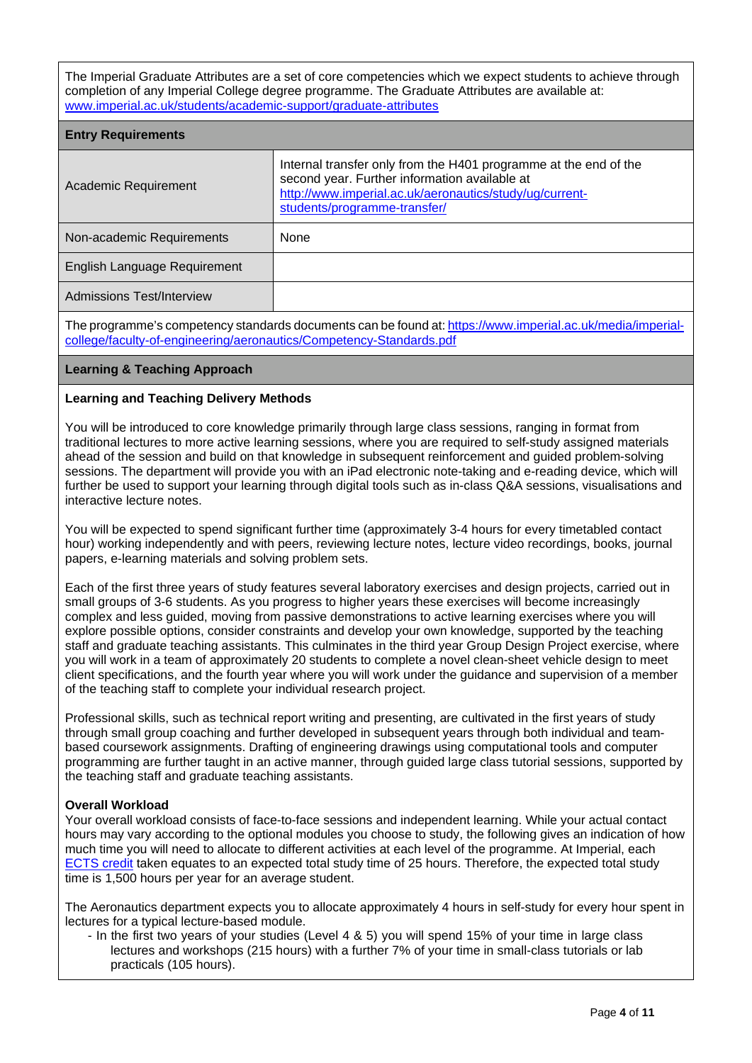The Imperial Graduate Attributes are a set of core competencies which we expect students to achieve through completion of any Imperial College degree programme. The Graduate Attributes are available at: [www.imperial.ac.uk/students/academic-support/graduate-attributes](www.imperial.ac.uk/students/academic-support/graduate-attributes)

## Entry Requirements

| | |
|---|---|
| Academic Requirement | Internal transfer only from the H401 programme at the end of the second year. Further information available at [http://www.imperial.ac.uk/aeronautics/study/ug/current-students/programme-transfer/](http://www.imperial.ac.uk/aeronautics/study/ug/current-students/programme-transfer/) |
| Non-academic Requirements | None |
| English Language Requirement | |
| Admissions Test/Interview | |

The programme's competency standards documents can be found at: [https://www.imperial.ac.uk/media/imperial-college/faculty-of-engineering/aeronautics/Competency-Standards.pdf](https://www.imperial.ac.uk/media/imperial-college/faculty-of-engineering/aeronautics/Competency-Standards.pdf)

## Learning & Teaching Approach

### Learning and Teaching Delivery Methods

You will be introduced to core knowledge primarily through large class sessions, ranging in format from traditional lectures to more active learning sessions, where you are required to self-study assigned materials ahead of the session and build on that knowledge in subsequent reinforcement and guided problem-solving sessions. The department will provide you with an iPad electronic note-taking and e-reading device, which will further be used to support your learning through digital tools such as in-class Q&A sessions, visualisations and interactive lecture notes.

You will be expected to spend significant further time (approximately 3-4 hours for every timetabled contact hour) working independently and with peers, reviewing lecture notes, lecture video recordings, books, journal papers, e-learning materials and solving problem sets.

Each of the first three years of study features several laboratory exercises and design projects, carried out in small groups of 3-6 students. As you progress to higher years these exercises will become increasingly complex and less guided, moving from passive demonstrations to active learning exercises where you will explore possible options, consider constraints and develop your own knowledge, supported by the teaching staff and graduate teaching assistants. This culminates in the third year Group Design Project exercise, where you will work in a team of approximately 20 students to complete a novel clean-sheet vehicle design to meet client specifications, and the fourth year where you will work under the guidance and supervision of a member of the teaching staff to complete your individual research project.

Professional skills, such as technical report writing and presenting, are cultivated in the first years of study through small group coaching and further developed in subsequent years through both individual and team-based coursework assignments. Drafting of engineering drawings using computational tools and computer programming are further taught in an active manner, through guided large class tutorial sessions, supported by the teaching staff and graduate teaching assistants.

### Overall Workload

Your overall workload consists of face-to-face sessions and independent learning. While your actual contact hours may vary according to the optional modules you choose to study, the following gives an indication of how much time you will need to allocate to different activities at each level of the programme. At Imperial, each ECTS credit taken equates to an expected total study time of 25 hours. Therefore, the expected total study time is 1,500 hours per year for an average student.

The Aeronautics department expects you to allocate approximately 4 hours in self-study for every hour spent in lectures for a typical lecture-based module.

- In the first two years of your studies (Level 4 & 5) you will spend 15% of your time in large class lectures and workshops (215 hours) with a further 7% of your time in small-class tutorials or lab practicals (105 hours).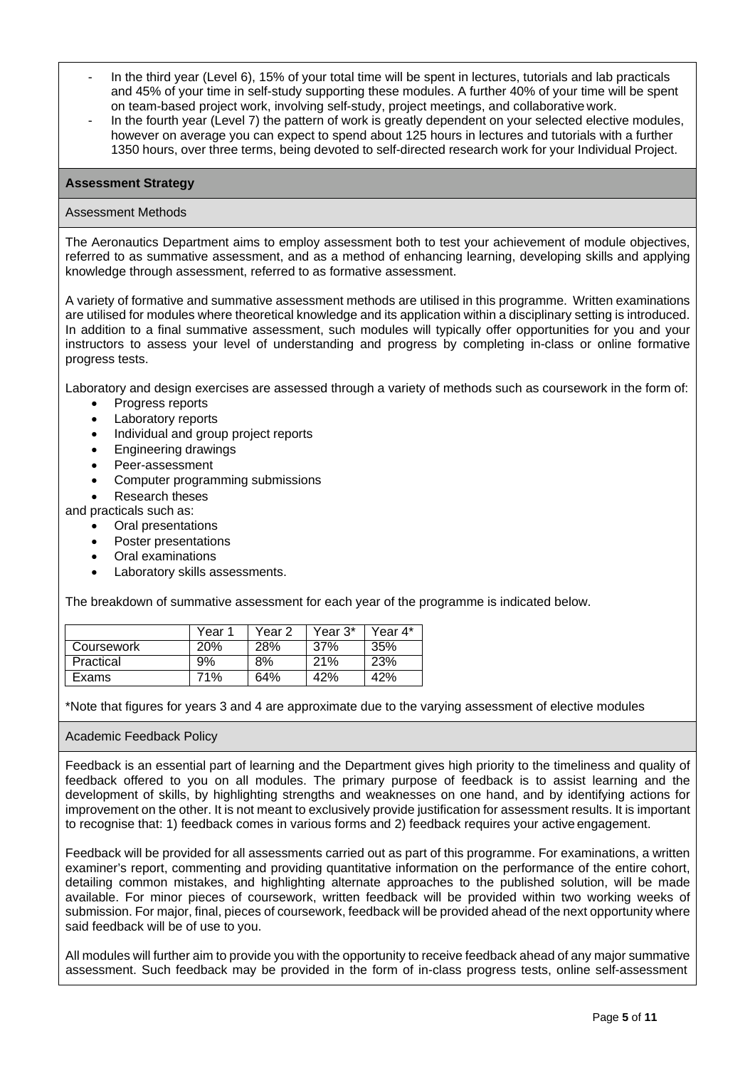- In the third year (Level 6), 15% of your total time will be spent in lectures, tutorials and lab practicals and 45% of your time in self-study supporting these modules. A further 40% of your time will be spent on team-based project work, involving self-study, project meetings, and collaborative work.
- In the fourth year (Level 7) the pattern of work is greatly dependent on your selected elective modules, however on average you can expect to spend about 125 hours in lectures and tutorials with a further 1350 hours, over three terms, being devoted to self-directed research work for your Individual Project.

## Assessment Strategy

### Assessment Methods

The Aeronautics Department aims to employ assessment both to test your achievement of module objectives, referred to as summative assessment, and as a method of enhancing learning, developing skills and applying knowledge through assessment, referred to as formative assessment.

A variety of formative and summative assessment methods are utilised in this programme. Written examinations are utilised for modules where theoretical knowledge and its application within a disciplinary setting is introduced. In addition to a final summative assessment, such modules will typically offer opportunities for you and your instructors to assess your level of understanding and progress by completing in-class or online formative progress tests.

Laboratory and design exercises are assessed through a variety of methods such as coursework in the form of:

- Progress reports
- Laboratory reports
- Individual and group project reports
- Engineering drawings
- Peer-assessment
- Computer programming submissions
- Research theses

and practicals such as:

- Oral presentations
- Poster presentations
- Oral examinations
- Laboratory skills assessments.

The breakdown of summative assessment for each year of the programme is indicated below.

| | Year 1 | Year 2 | Year 3* | Year 4* |
|---|---|---|---|---|
| Coursework | 20% | 28% | 37% | 35% |
| Practical | 9% | 8% | 21% | 23% |
| Exams | 71% | 64% | 42% | 42% |

*Note that figures for years 3 and 4 are approximate due to the varying assessment of elective modules

### Academic Feedback Policy

Feedback is an essential part of learning and the Department gives high priority to the timeliness and quality of feedback offered to you on all modules. The primary purpose of feedback is to assist learning and the development of skills, by highlighting strengths and weaknesses on one hand, and by identifying actions for improvement on the other. It is not meant to exclusively provide justification for assessment results. It is important to recognise that: 1) feedback comes in various forms and 2) feedback requires your active engagement.

Feedback will be provided for all assessments carried out as part of this programme. For examinations, a written examiner's report, commenting and providing quantitative information on the performance of the entire cohort, detailing common mistakes, and highlighting alternate approaches to the published solution, will be made available. For minor pieces of coursework, written feedback will be provided within two working weeks of submission. For major, final, pieces of coursework, feedback will be provided ahead of the next opportunity where said feedback will be of use to you.

All modules will further aim to provide you with the opportunity to receive feedback ahead of any major summative assessment. Such feedback may be provided in the form of in-class progress tests, online self-assessment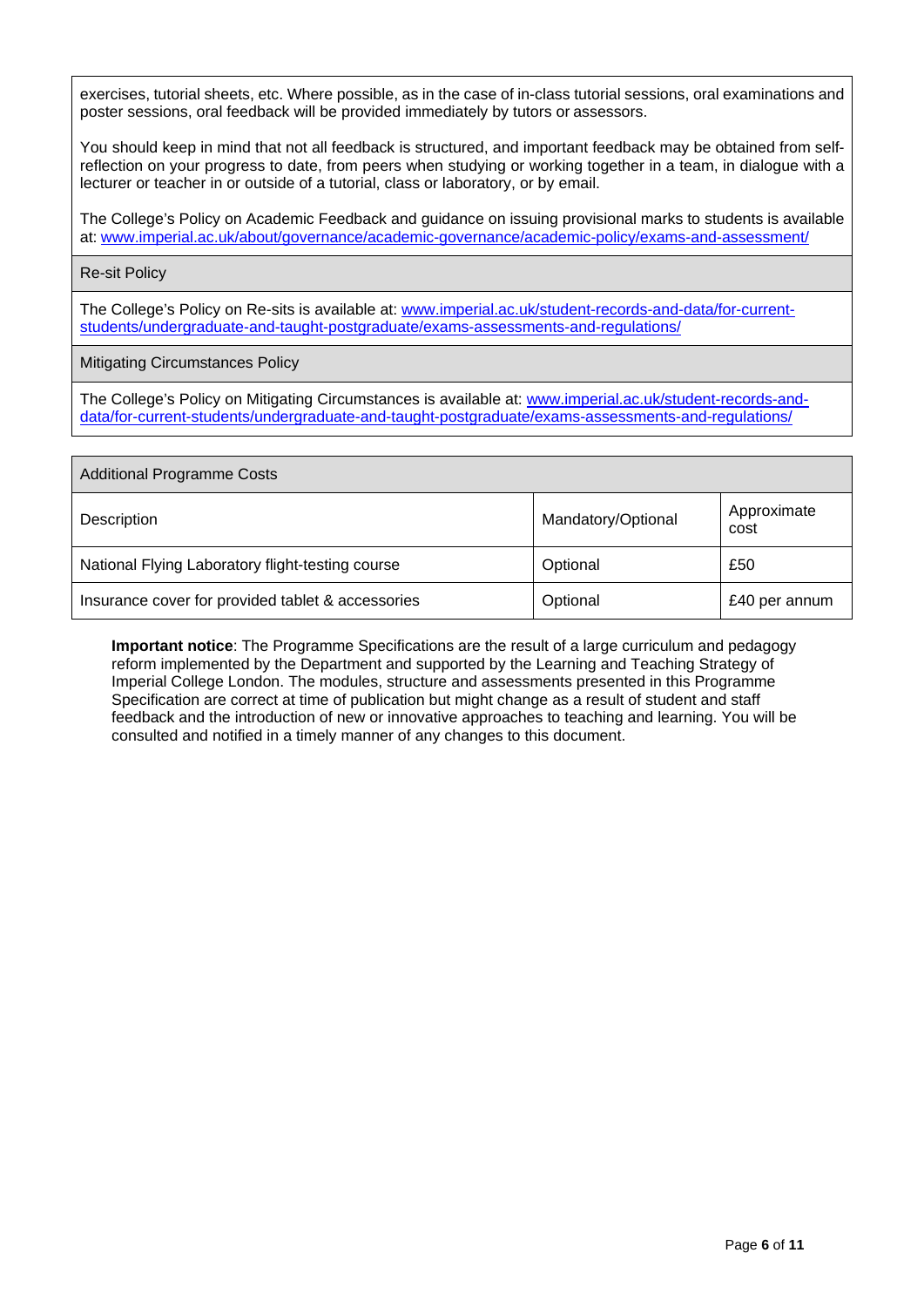exercises, tutorial sheets, etc. Where possible, as in the case of in-class tutorial sessions, oral examinations and poster sessions, oral feedback will be provided immediately by tutors or assessors.

You should keep in mind that not all feedback is structured, and important feedback may be obtained from self-reflection on your progress to date, from peers when studying or working together in a team, in dialogue with a lecturer or teacher in or outside of a tutorial, class or laboratory, or by email.

The College's Policy on Academic Feedback and guidance on issuing provisional marks to students is available at: [www.imperial.ac.uk/about/governance/academic-governance/academic-policy/exams-and-assessment/](www.imperial.ac.uk/about/governance/academic-governance/academic-policy/exams-and-assessment/)

### Re-sit Policy

The College's Policy on Re-sits is available at: [www.imperial.ac.uk/student-records-and-data/for-current-students/undergraduate-and-taught-postgraduate/exams-assessments-and-regulations/](www.imperial.ac.uk/student-records-and-data/for-current-students/undergraduate-and-taught-postgraduate/exams-assessments-and-regulations/)

### Mitigating Circumstances Policy

The College's Policy on Mitigating Circumstances is available at: [www.imperial.ac.uk/student-records-and-data/for-current-students/undergraduate-and-taught-postgraduate/exams-assessments-and-regulations/](www.imperial.ac.uk/student-records-and-data/for-current-students/undergraduate-and-taught-postgraduate/exams-assessments-and-regulations/)

| Additional Programme Costs | | |
|---|---|---|
| Description | Mandatory/Optional | Approximate cost |
| National Flying Laboratory flight-testing course | Optional | £50 |
| Insurance cover for provided tablet & accessories | Optional | £40 per annum |

**Important notice**: The Programme Specifications are the result of a large curriculum and pedagogy reform implemented by the Department and supported by the Learning and Teaching Strategy of Imperial College London. The modules, structure and assessments presented in this Programme Specification are correct at time of publication but might change as a result of student and staff feedback and the introduction of new or innovative approaches to teaching and learning. You will be consulted and notified in a timely manner of any changes to this document.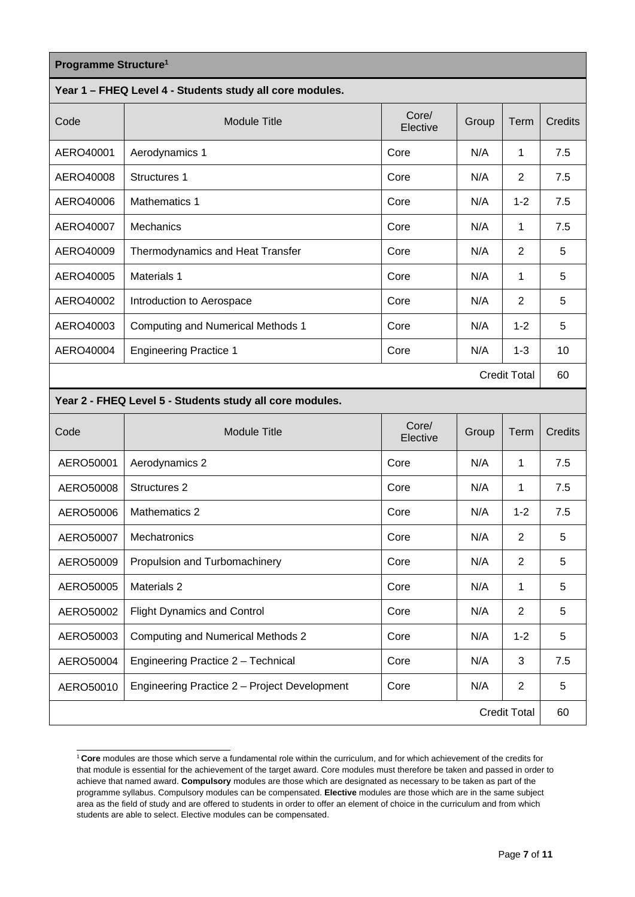## Programme Structure[1]

### Year 1 – FHEQ Level 4 - Students study all core modules.

| Code | Module Title | Core/ Elective | Group | Term | Credits |
|---|---|---|---|---|---|
| AERO40001 | Aerodynamics 1 | Core | N/A | 1 | 7.5 |
| AERO40008 | Structures 1 | Core | N/A | 2 | 7.5 |
| AERO40006 | Mathematics 1 | Core | N/A | 1-2 | 7.5 |
| AERO40007 | Mechanics | Core | N/A | 1 | 7.5 |
| AERO40009 | Thermodynamics and Heat Transfer | Core | N/A | 2 | 5 |
| AERO40005 | Materials 1 | Core | N/A | 1 | 5 |
| AERO40002 | Introduction to Aerospace | Core | N/A | 2 | 5 |
| AERO40003 | Computing and Numerical Methods 1 | Core | N/A | 1-2 | 5 |
| AERO40004 | Engineering Practice 1 | Core | N/A | 1-3 | 10 |
| | | | | Credit Total | 60 |

### Year 2 - FHEQ Level 5 - Students study all core modules.

| Code | Module Title | Core/ Elective | Group | Term | Credits |
|---|---|---|---|---|---|
| AERO50001 | Aerodynamics 2 | Core | N/A | 1 | 7.5 |
| AERO50008 | Structures 2 | Core | N/A | 1 | 7.5 |
| AERO50006 | Mathematics 2 | Core | N/A | 1-2 | 7.5 |
| AERO50007 | Mechatronics | Core | N/A | 2 | 5 |
| AERO50009 | Propulsion and Turbomachinery | Core | N/A | 2 | 5 |
| AERO50005 | Materials 2 | Core | N/A | 1 | 5 |
| AERO50002 | Flight Dynamics and Control | Core | N/A | 2 | 5 |
| AERO50003 | Computing and Numerical Methods 2 | Core | N/A | 1-2 | 5 |
| AERO50004 | Engineering Practice 2 – Technical | Core | N/A | 3 | 7.5 |
| AERO50010 | Engineering Practice 2 – Project Development | Core | N/A | 2 | 5 |
| | | | | Credit Total | 60 |

[1] **Core** modules are those which serve a fundamental role within the curriculum, and for which achievement of the credits for that module is essential for the achievement of the target award. Core modules must therefore be taken and passed in order to achieve that named award. **Compulsory** modules are those which are designated as necessary to be taken as part of the programme syllabus. Compulsory modules can be compensated. **Elective** modules are those which are in the same subject area as the field of study and are offered to students in order to offer an element of choice in the curriculum and from which students are able to select. Elective modules can be compensated.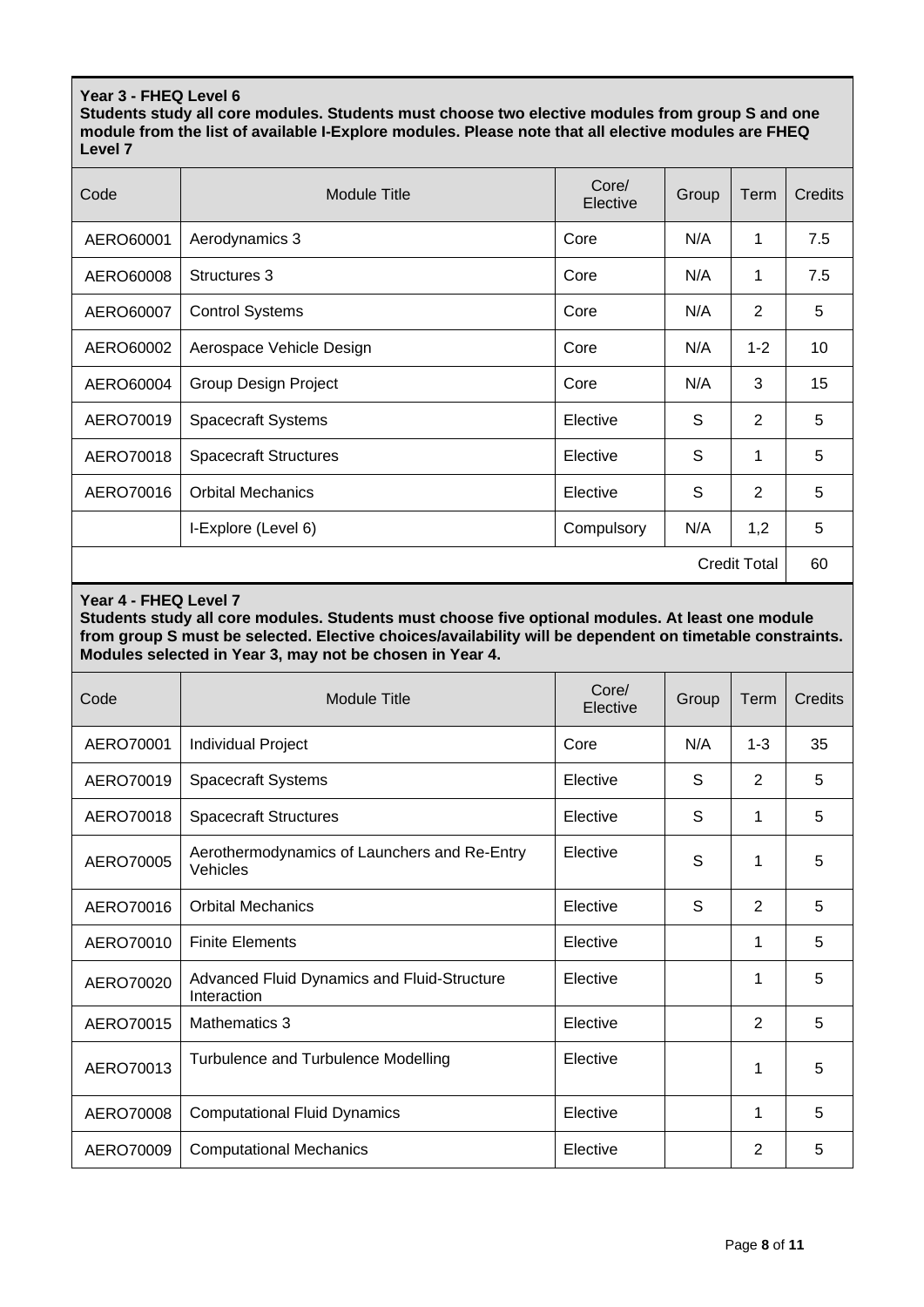**Year 3 - FHEQ Level 6**
**Students study all core modules. Students must choose two elective modules from group S and one module from the list of available I-Explore modules. Please note that all elective modules are FHEQ Level 7**

| Code | Module Title | Core/ Elective | Group | Term | Credits |
|---|---|---|---|---|---|
| AERO60001 | Aerodynamics 3 | Core | N/A | 1 | 7.5 |
| AERO60008 | Structures 3 | Core | N/A | 1 | 7.5 |
| AERO60007 | Control Systems | Core | N/A | 2 | 5 |
| AERO60002 | Aerospace Vehicle Design | Core | N/A | 1-2 | 10 |
| AERO60004 | Group Design Project | Core | N/A | 3 | 15 |
| AERO70019 | Spacecraft Systems | Elective | S | 2 | 5 |
| AERO70018 | Spacecraft Structures | Elective | S | 1 | 5 |
| AERO70016 | Orbital Mechanics | Elective | S | 2 | 5 |
| | I-Explore (Level 6) | Compulsory | N/A | 1,2 | 5 |
| | | | | Credit Total | 60 |

**Year 4 - FHEQ Level 7**
**Students study all core modules. Students must choose five optional modules. At least one module from group S must be selected. Elective choices/availability will be dependent on timetable constraints. Modules selected in Year 3, may not be chosen in Year 4.**

| Code | Module Title | Core/ Elective | Group | Term | Credits |
|---|---|---|---|---|---|
| AERO70001 | Individual Project | Core | N/A | 1-3 | 35 |
| AERO70019 | Spacecraft Systems | Elective | S | 2 | 5 |
| AERO70018 | Spacecraft Structures | Elective | S | 1 | 5 |
| AERO70005 | Aerothermodynamics of Launchers and Re-Entry Vehicles | Elective | S | 1 | 5 |
| AERO70016 | Orbital Mechanics | Elective | S | 2 | 5 |
| AERO70010 | Finite Elements | Elective | | 1 | 5 |
| AERO70020 | Advanced Fluid Dynamics and Fluid-Structure Interaction | Elective | | 1 | 5 |
| AERO70015 | Mathematics 3 | Elective | | 2 | 5 |
| AERO70013 | Turbulence and Turbulence Modelling | Elective | | 1 | 5 |
| AERO70008 | Computational Fluid Dynamics | Elective | | 1 | 5 |
| AERO70009 | Computational Mechanics | Elective | | 2 | 5 |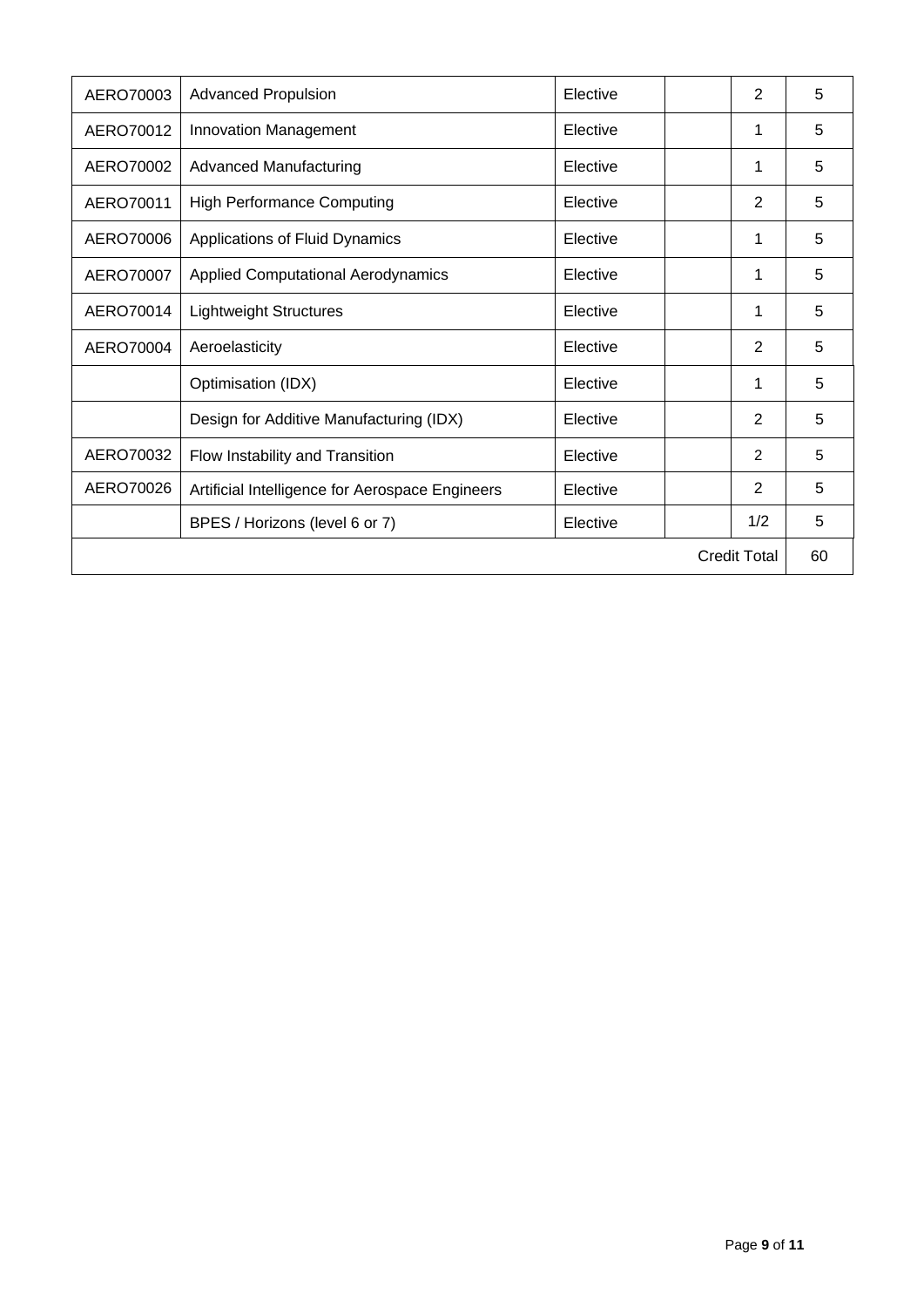| | | | | | |
|---|---|---|---|---|---|
| AERO70003 | Advanced Propulsion | Elective | | 2 | 5 |
| AERO70012 | Innovation Management | Elective | | 1 | 5 |
| AERO70002 | Advanced Manufacturing | Elective | | 1 | 5 |
| AERO70011 | High Performance Computing | Elective | | 2 | 5 |
| AERO70006 | Applications of Fluid Dynamics | Elective | | 1 | 5 |
| AERO70007 | Applied Computational Aerodynamics | Elective | | 1 | 5 |
| AERO70014 | Lightweight Structures | Elective | | 1 | 5 |
| AERO70004 | Aeroelasticity | Elective | | 2 | 5 |
| | Optimisation (IDX) | Elective | | 1 | 5 |
| | Design for Additive Manufacturing (IDX) | Elective | | 2 | 5 |
| AERO70032 | Flow Instability and Transition | Elective | | 2 | 5 |
| AERO70026 | Artificial Intelligence for Aerospace Engineers | Elective | | 2 | 5 |
| | BPES / Horizons (level 6 or 7) | Elective | | 1/2 | 5 |
| | | | | Credit Total | 60 |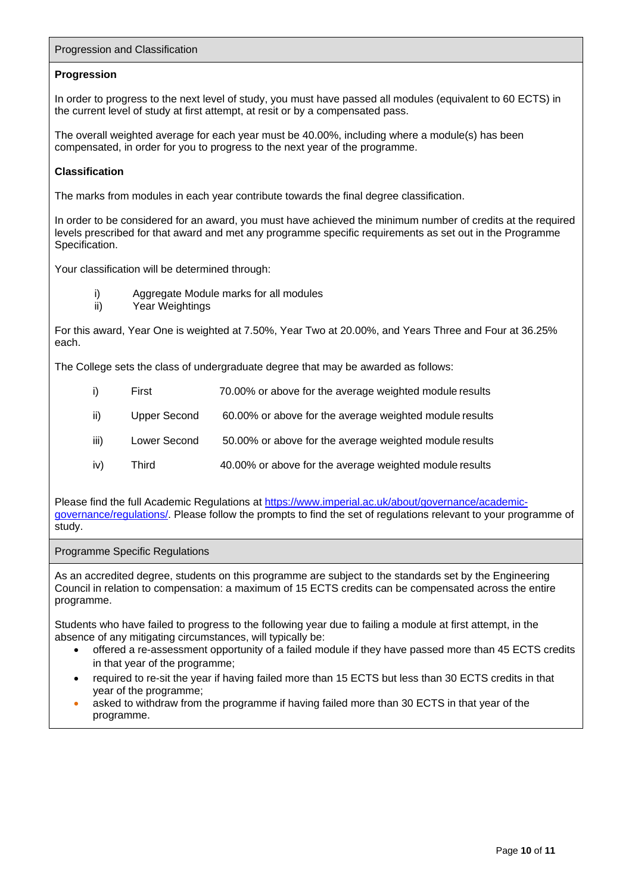## Progression and Classification

### Progression

In order to progress to the next level of study, you must have passed all modules (equivalent to 60 ECTS) in the current level of study at first attempt, at resit or by a compensated pass.

The overall weighted average for each year must be 40.00%, including where a module(s) has been compensated, in order for you to progress to the next year of the programme.

### Classification

The marks from modules in each year contribute towards the final degree classification.

In order to be considered for an award, you must have achieved the minimum number of credits at the required levels prescribed for that award and met any programme specific requirements as set out in the Programme Specification.

Your classification will be determined through:

i) Aggregate Module marks for all modules
ii) Year Weightings

For this award, Year One is weighted at 7.50%, Year Two at 20.00%, and Years Three and Four at 36.25% each.

The College sets the class of undergraduate degree that may be awarded as follows:

i) First 70.00% or above for the average weighted module results

ii) Upper Second 60.00% or above for the average weighted module results

iii) Lower Second 50.00% or above for the average weighted module results

iv) Third 40.00% or above for the average weighted module results

Please find the full Academic Regulations at https://www.imperial.ac.uk/about/governance/academic-governance/regulations/. Please follow the prompts to find the set of regulations relevant to your programme of study.

## Programme Specific Regulations

As an accredited degree, students on this programme are subject to the standards set by the Engineering Council in relation to compensation: a maximum of 15 ECTS credits can be compensated across the entire programme.

Students who have failed to progress to the following year due to failing a module at first attempt, in the absence of any mitigating circumstances, will typically be:

- offered a re-assessment opportunity of a failed module if they have passed more than 45 ECTS credits in that year of the programme;
- required to re-sit the year if having failed more than 15 ECTS but less than 30 ECTS credits in that year of the programme;
- asked to withdraw from the programme if having failed more than 30 ECTS in that year of the programme.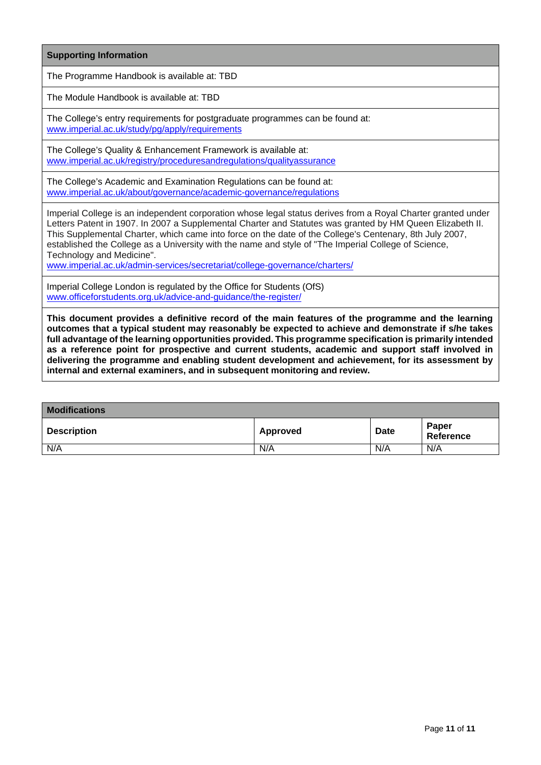## Supporting Information

The Programme Handbook is available at: TBD

The Module Handbook is available at: TBD

The College's entry requirements for postgraduate programmes can be found at:
www.imperial.ac.uk/study/pg/apply/requirements

The College's Quality & Enhancement Framework is available at:
www.imperial.ac.uk/registry/proceduresandregulations/qualityassurance

The College's Academic and Examination Regulations can be found at:
www.imperial.ac.uk/about/governance/academic-governance/regulations

Imperial College is an independent corporation whose legal status derives from a Royal Charter granted under Letters Patent in 1907. In 2007 a Supplemental Charter and Statutes was granted by HM Queen Elizabeth II. This Supplemental Charter, which came into force on the date of the College's Centenary, 8th July 2007, established the College as a University with the name and style of "The Imperial College of Science, Technology and Medicine".
www.imperial.ac.uk/admin-services/secretariat/college-governance/charters/

Imperial College London is regulated by the Office for Students (OfS)
www.officeforstudents.org.uk/advice-and-guidance/the-register/

**This document provides a definitive record of the main features of the programme and the learning outcomes that a typical student may reasonably be expected to achieve and demonstrate if s/he takes full advantage of the learning opportunities provided. This programme specification is primarily intended as a reference point for prospective and current students, academic and support staff involved in delivering the programme and enabling student development and achievement, for its assessment by internal and external examiners, and in subsequent monitoring and review.**

## Modifications

| Description | Approved | Date | Paper Reference |
|---|---|---|---|
| N/A | N/A | N/A | N/A |